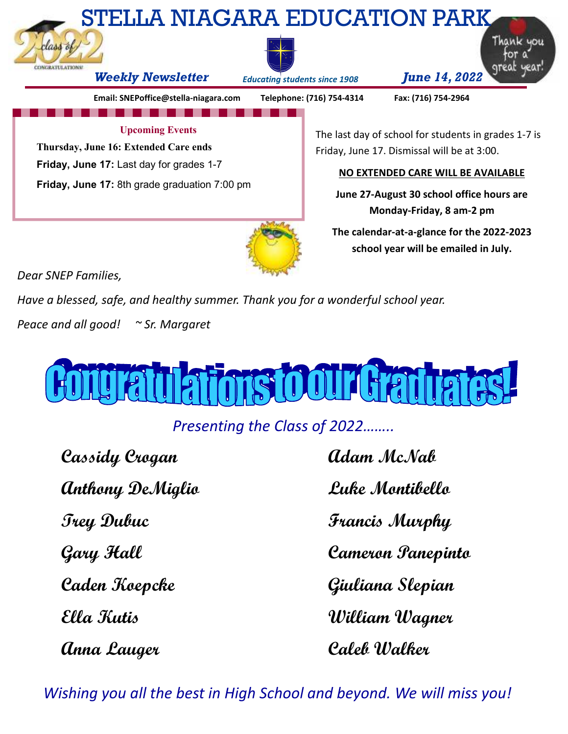# STELLA NIAGARA EDUCATION PARK

***Weekly Newsletter*** *Educating students since 1908* ***June 14, 2022***

**Email: SNEPoffice@stella-niagara.com** **Telephone: (716) 754-4314** **Fax: (716) 754-2964**

### Upcoming Events

**Thursday, June 16: Extended Care ends**

**Friday, June 17:** Last day for grades 1-7

**Friday, June 17:** 8th grade graduation 7:00 pm

The last day of school for students in grades 1-7 is Friday, June 17. Dismissal will be at 3:00.

**NO EXTENDED CARE WILL BE AVAILABLE**

**June 27-August 30 school office hours are Monday-Friday, 8 am-2 pm**

**The calendar-at-a-glance for the 2022-2023 school year will be emailed in July.**

*Dear SNEP Families,*

*Have a blessed, safe, and healthy summer. Thank you for a wonderful school year.*

*Peace and all good! ~ Sr. Margaret*

## Congratulations to our Graduates!

*Presenting the Class of 2022……..*

**Cassidy Crogan**

**Anthony DeMiglio**

**Trey Dubuc**

**Gary Hall**

**Caden Koepcke**

**Ella Kutis**

**Anna Lauger**

**Adam McNab**

**Luke Montibello**

**Francis Murphy**

**Cameron Panepinto**

**Giuliana Slepian**

**William Wagner**

**Caleb Walker**

*Wishing you all the best in High School and beyond. We will miss you!*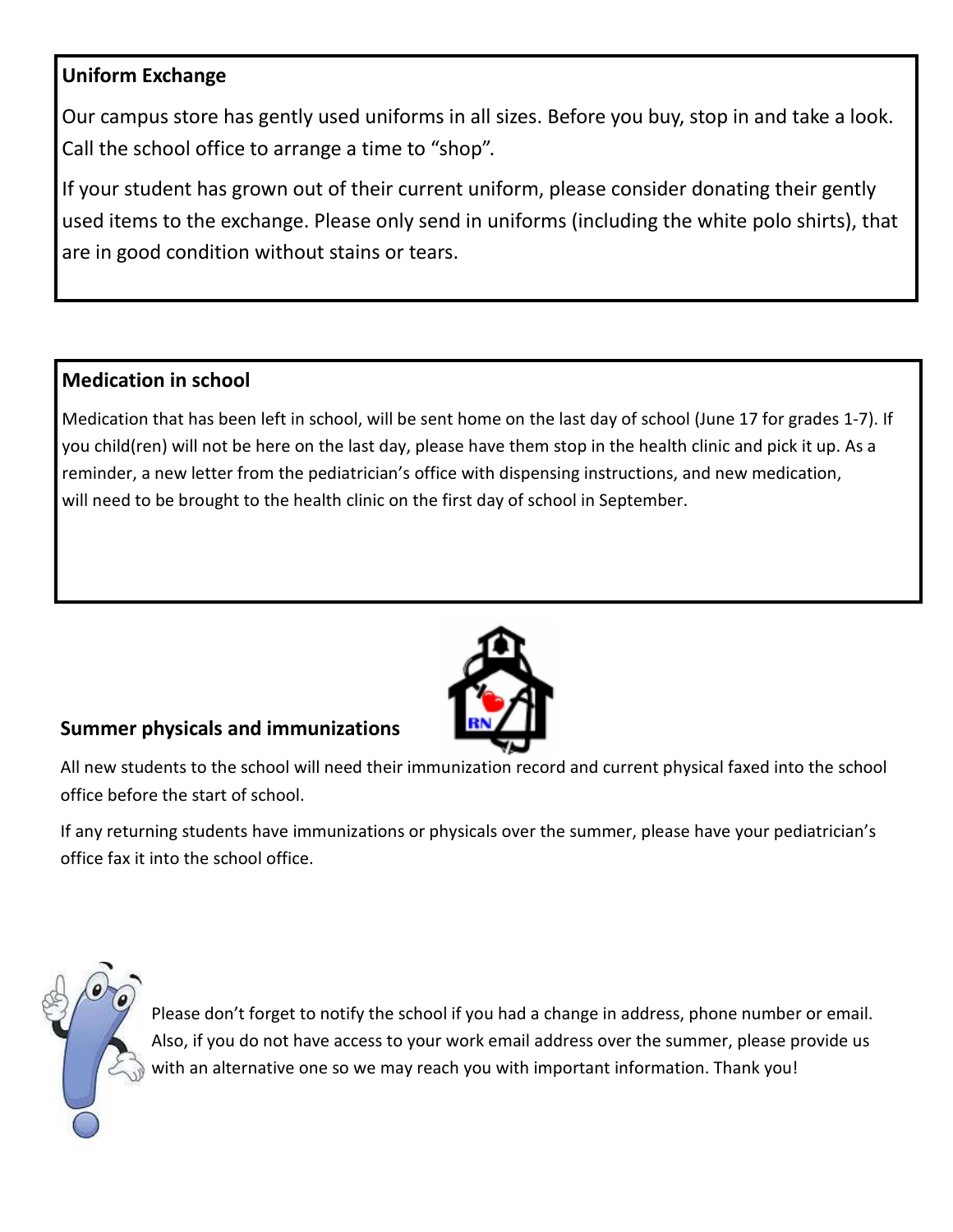## Uniform Exchange

Our campus store has gently used uniforms in all sizes. Before you buy, stop in and take a look. Call the school office to arrange a time to "shop".

If your student has grown out of their current uniform, please consider donating their gently used items to the exchange. Please only send in uniforms (including the white polo shirts), that are in good condition without stains or tears.

## Medication in school

Medication that has been left in school, will be sent home on the last day of school (June 17 for grades 1-7). If you child(ren) will not be here on the last day, please have them stop in the health clinic and pick it up. As a reminder, a new letter from the pediatrician's office with dispensing instructions, and new medication, will need to be brought to the health clinic on the first day of school in September.

## Summer physicals and immunizations

All new students to the school will need their immunization record and current physical faxed into the school office before the start of school.

If any returning students have immunizations or physicals over the summer, please have your pediatrician's office fax it into the school office.

Please don't forget to notify the school if you had a change in address, phone number or email. Also, if you do not have access to your work email address over the summer, please provide us with an alternative one so we may reach you with important information. Thank you!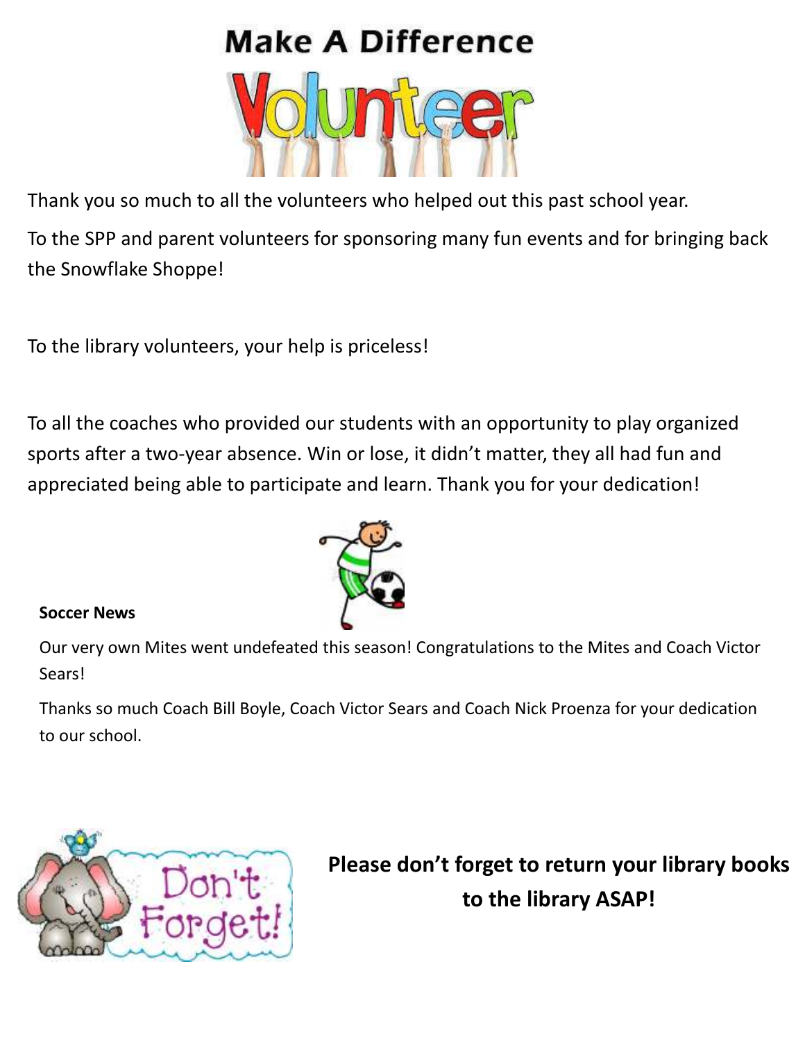# Make A Difference

Volunteer

Thank you so much to all the volunteers who helped out this past school year.

To the SPP and parent volunteers for sponsoring many fun events and for bringing back the Snowflake Shoppe!

To the library volunteers, your help is priceless!

To all the coaches who provided our students with an opportunity to play organized sports after a two-year absence. Win or lose, it didn't matter, they all had fun and appreciated being able to participate and learn. Thank you for your dedication!

**Soccer News**

Our very own Mites went undefeated this season! Congratulations to the Mites and Coach Victor Sears!

Thanks so much Coach Bill Boyle, Coach Victor Sears and Coach Nick Proenza for your dedication to our school.

Don't Forget!

**Please don't forget to return your library books to the library ASAP!**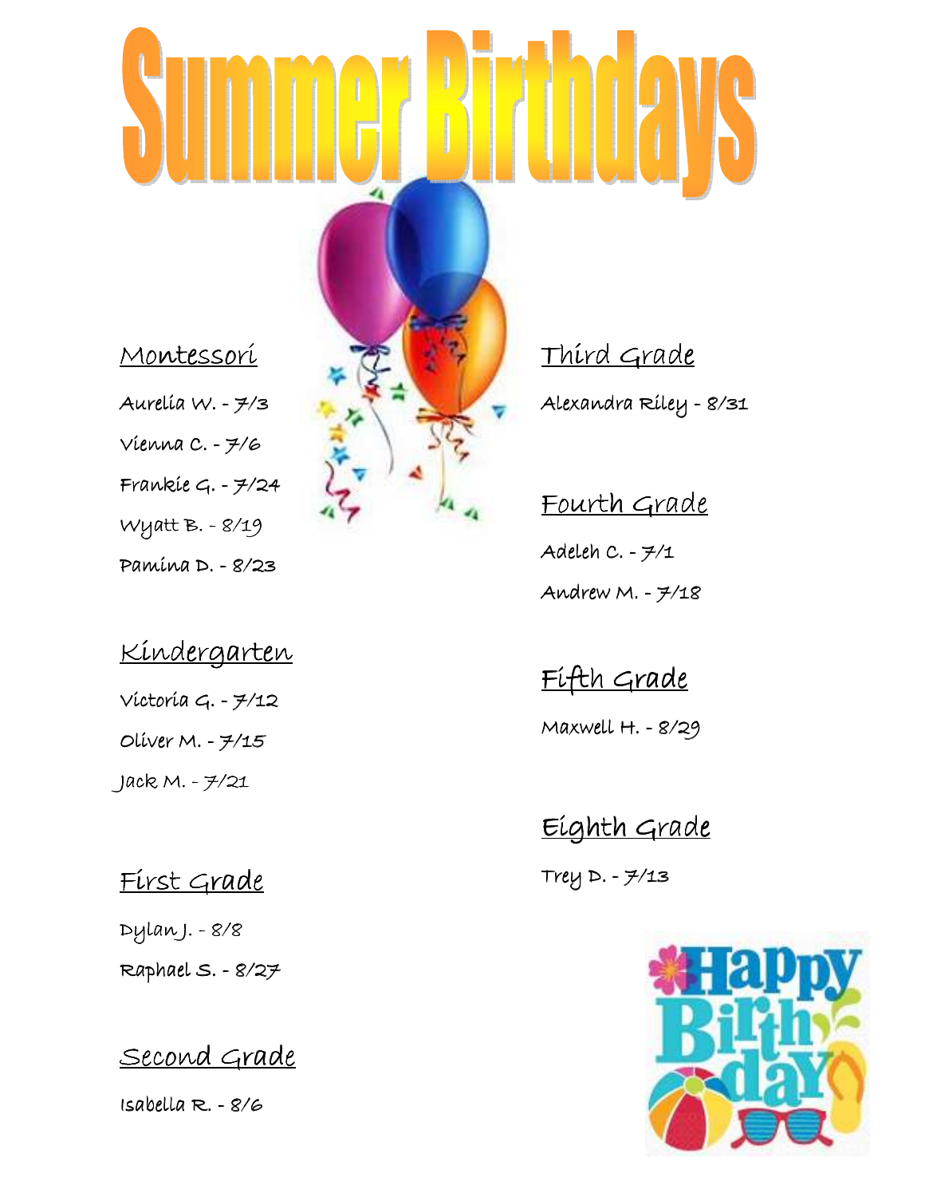# Summer Birthdays

## Montessori

Aurelia W. - 7/3

Vienna C. - 7/6

Frankie G. - 7/24

Wyatt B. - 8/19

Pamina D. - 8/23

## Kindergarten

Victoria G. - 7/12

Oliver M. - 7/15

Jack M. - 7/21

## First Grade

Dylan J. - 8/8

Raphael S. - 8/27

## Second Grade

Isabella R. - 8/6

## Third Grade

Alexandra Riley - 8/31

## Fourth Grade

Adeleh C. - 7/1

Andrew M. - 7/18

## Fifth Grade

Maxwell H. - 8/29

## Eighth Grade

Trey D. - 7/13